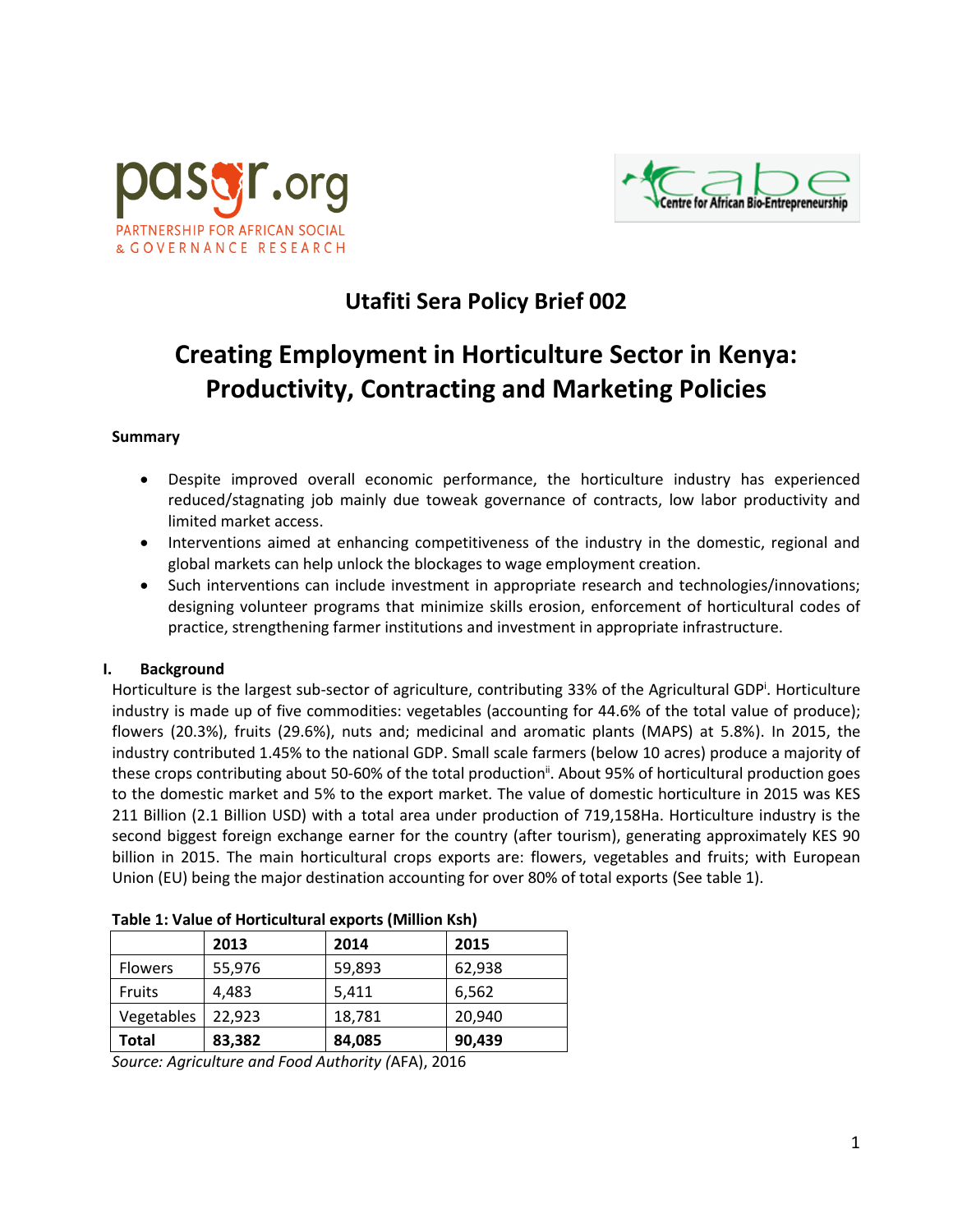pasgr.org
PARTNERSHIP FOR AFRICAN SOCIAL & GOVERNANCE RESEARCH

cabe
Centre for African Bio-Entrepreneurship

## Utafiti Sera Policy Brief 002

# Creating Employment in Horticulture Sector in Kenya: Productivity, Contracting and Marketing Policies

**Summary**

- Despite improved overall economic performance, the horticulture industry has experienced reduced/stagnating job mainly due toweak governance of contracts, low labor productivity and limited market access.
- Interventions aimed at enhancing competitiveness of the industry in the domestic, regional and global markets can help unlock the blockages to wage employment creation.
- Such interventions can include investment in appropriate research and technologies/innovations; designing volunteer programs that minimize skills erosion, enforcement of horticultural codes of practice, strengthening farmer institutions and investment in appropriate infrastructure.

## I. Background

Horticulture is the largest sub-sector of agriculture, contributing 33% of the Agricultural GDP[i]. Horticulture industry is made up of five commodities: vegetables (accounting for 44.6% of the total value of produce); flowers (20.3%), fruits (29.6%), nuts and; medicinal and aromatic plants (MAPS) at 5.8%). In 2015, the industry contributed 1.45% to the national GDP. Small scale farmers (below 10 acres) produce a majority of these crops contributing about 50-60% of the total production[ii]. About 95% of horticultural production goes to the domestic market and 5% to the export market. The value of domestic horticulture in 2015 was KES 211 Billion (2.1 Billion USD) with a total area under production of 719,158Ha. Horticulture industry is the second biggest foreign exchange earner for the country (after tourism), generating approximately KES 90 billion in 2015. The main horticultural crops exports are: flowers, vegetables and fruits; with European Union (EU) being the major destination accounting for over 80% of total exports (See table 1).

**Table 1: Value of Horticultural exports (Million Ksh)**

| | 2013 | 2014 | 2015 |
|---|---|---|---|
| Flowers | 55,976 | 59,893 | 62,938 |
| Fruits | 4,483 | 5,411 | 6,562 |
| Vegetables | 22,923 | 18,781 | 20,940 |
| **Total** | **83,382** | **84,085** | **90,439** |

*Source: Agriculture and Food Authority (*AFA), 2016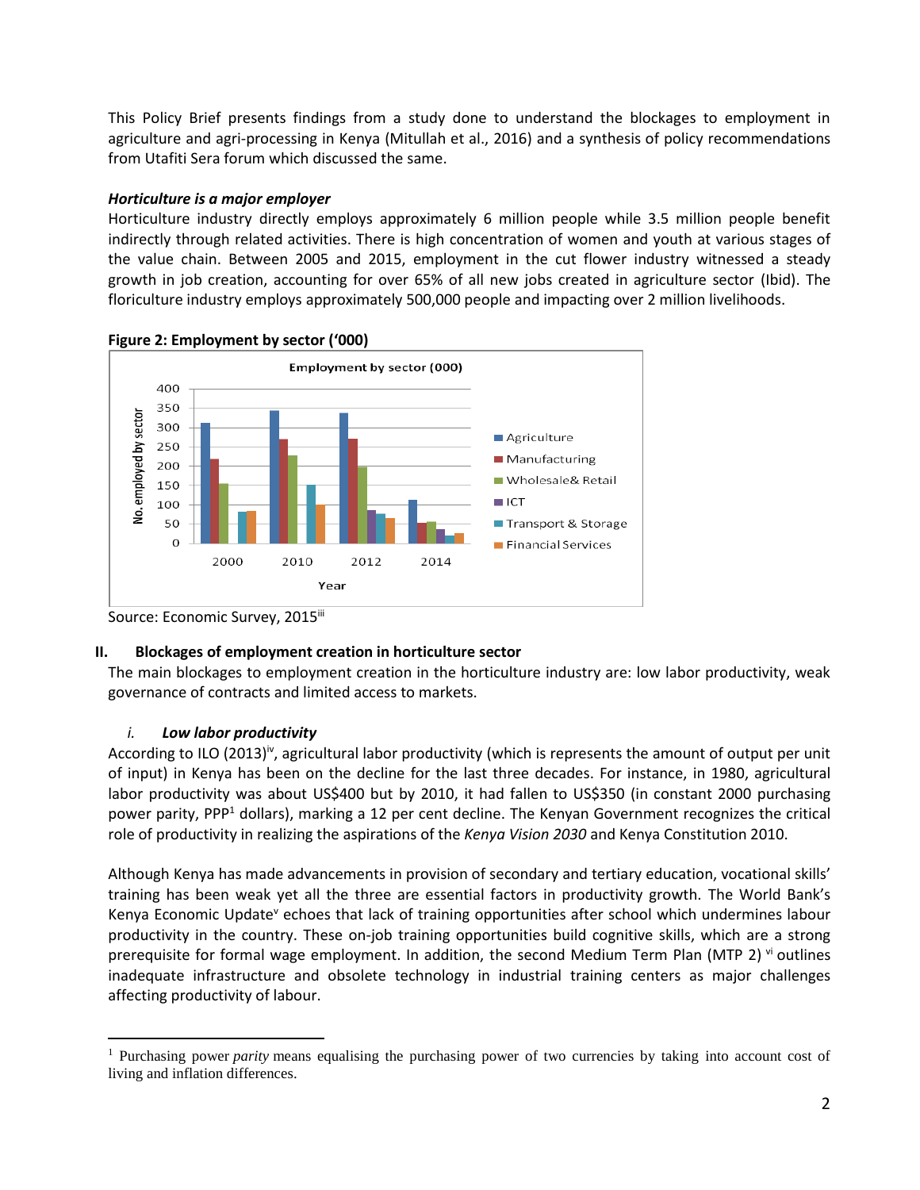This Policy Brief presents findings from a study done to understand the blockages to employment in agriculture and agri-processing in Kenya (Mitullah et al., 2016) and a synthesis of policy recommendations from Utafiti Sera forum which discussed the same.

***Horticulture is a major employer***

Horticulture industry directly employs approximately 6 million people while 3.5 million people benefit indirectly through related activities. There is high concentration of women and youth at various stages of the value chain. Between 2005 and 2015, employment in the cut flower industry witnessed a steady growth in job creation, accounting for over 65% of all new jobs created in agriculture sector (Ibid). The floriculture industry employs approximately 500,000 people and impacting over 2 million livelihoods.

**Figure 2: Employment by sector ('000)**

Source: Economic Survey, 2015[iii]

## II. Blockages of employment creation in horticulture sector

The main blockages to employment creation in the horticulture industry are: low labor productivity, weak governance of contracts and limited access to markets.

### *i. **Low labor productivity***

According to ILO (2013)[iv], agricultural labor productivity (which is represents the amount of output per unit of input) in Kenya has been on the decline for the last three decades. For instance, in 1980, agricultural labor productivity was about US$400 but by 2010, it had fallen to US$350 (in constant 2000 purchasing power parity, PPP[1] dollars), marking a 12 per cent decline. The Kenyan Government recognizes the critical role of productivity in realizing the aspirations of the *Kenya Vision 2030* and Kenya Constitution 2010.

Although Kenya has made advancements in provision of secondary and tertiary education, vocational skills' training has been weak yet all the three are essential factors in productivity growth. The World Bank's Kenya Economic Update[v] echoes that lack of training opportunities after school which undermines labour productivity in the country. These on-job training opportunities build cognitive skills, which are a strong prerequisite for formal wage employment. In addition, the second Medium Term Plan (MTP 2) [vi] outlines inadequate infrastructure and obsolete technology in industrial training centers as major challenges affecting productivity of labour.

---

[1] Purchasing power *parity* means equalising the purchasing power of two currencies by taking into account cost of living and inflation differences.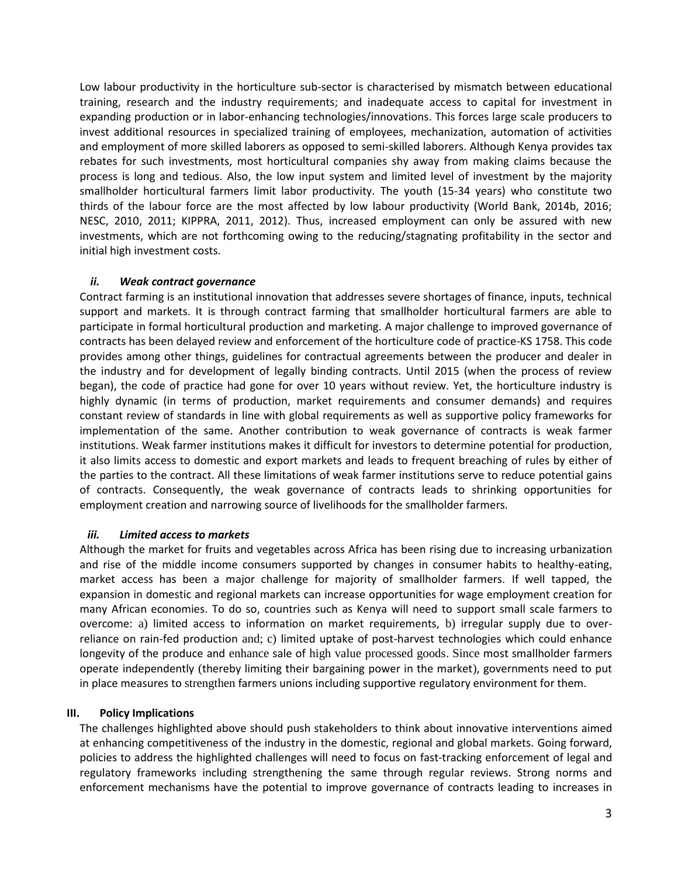Low labour productivity in the horticulture sub-sector is characterised by mismatch between educational training, research and the industry requirements; and inadequate access to capital for investment in expanding production or in labor-enhancing technologies/innovations. This forces large scale producers to invest additional resources in specialized training of employees, mechanization, automation of activities and employment of more skilled laborers as opposed to semi-skilled laborers. Although Kenya provides tax rebates for such investments, most horticultural companies shy away from making claims because the process is long and tedious. Also, the low input system and limited level of investment by the majority smallholder horticultural farmers limit labor productivity. The youth (15-34 years) who constitute two thirds of the labour force are the most affected by low labour productivity (World Bank, 2014b, 2016; NESC, 2010, 2011; KIPPRA, 2011, 2012). Thus, increased employment can only be assured with new investments, which are not forthcoming owing to the reducing/stagnating profitability in the sector and initial high investment costs.

#### *ii. Weak contract governance*

Contract farming is an institutional innovation that addresses severe shortages of finance, inputs, technical support and markets. It is through contract farming that smallholder horticultural farmers are able to participate in formal horticultural production and marketing. A major challenge to improved governance of contracts has been delayed review and enforcement of the horticulture code of practice-KS 1758. This code provides among other things, guidelines for contractual agreements between the producer and dealer in the industry and for development of legally binding contracts. Until 2015 (when the process of review began), the code of practice had gone for over 10 years without review. Yet, the horticulture industry is highly dynamic (in terms of production, market requirements and consumer demands) and requires constant review of standards in line with global requirements as well as supportive policy frameworks for implementation of the same. Another contribution to weak governance of contracts is weak farmer institutions. Weak farmer institutions makes it difficult for investors to determine potential for production, it also limits access to domestic and export markets and leads to frequent breaching of rules by either of the parties to the contract. All these limitations of weak farmer institutions serve to reduce potential gains of contracts. Consequently, the weak governance of contracts leads to shrinking opportunities for employment creation and narrowing source of livelihoods for the smallholder farmers.

#### *iii. Limited access to markets*

Although the market for fruits and vegetables across Africa has been rising due to increasing urbanization and rise of the middle income consumers supported by changes in consumer habits to healthy-eating, market access has been a major challenge for majority of smallholder farmers. If well tapped, the expansion in domestic and regional markets can increase opportunities for wage employment creation for many African economies. To do so, countries such as Kenya will need to support small scale farmers to overcome: a) limited access to information on market requirements, b) irregular supply due to over-reliance on rain-fed production and; c) limited uptake of post-harvest technologies which could enhance longevity of the produce and enhance sale of high value processed goods. Since most smallholder farmers operate independently (thereby limiting their bargaining power in the market), governments need to put in place measures to strengthen farmers unions including supportive regulatory environment for them.

### III. Policy Implications

The challenges highlighted above should push stakeholders to think about innovative interventions aimed at enhancing competitiveness of the industry in the domestic, regional and global markets. Going forward, policies to address the highlighted challenges will need to focus on fast-tracking enforcement of legal and regulatory frameworks including strengthening the same through regular reviews. Strong norms and enforcement mechanisms have the potential to improve governance of contracts leading to increases in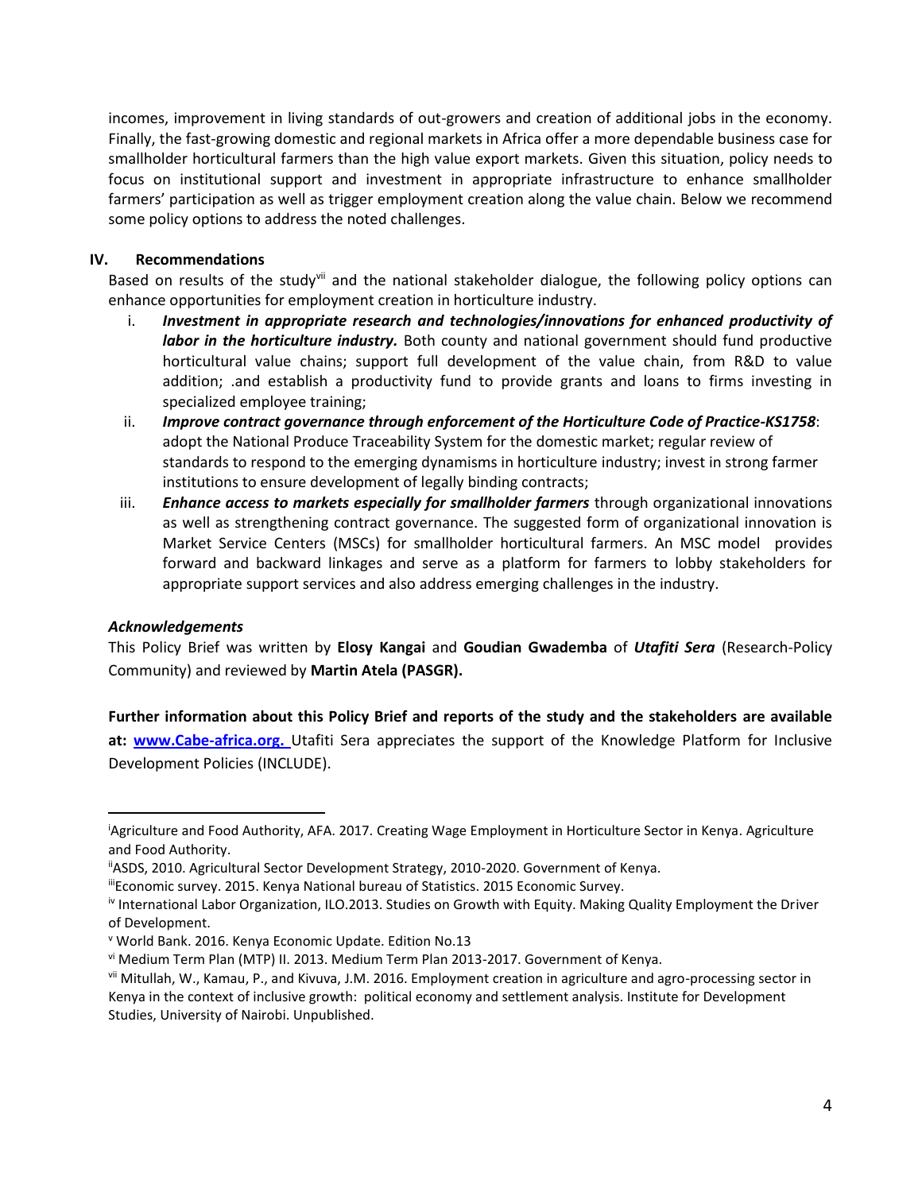incomes, improvement in living standards of out-growers and creation of additional jobs in the economy. Finally, the fast-growing domestic and regional markets in Africa offer a more dependable business case for smallholder horticultural farmers than the high value export markets. Given this situation, policy needs to focus on institutional support and investment in appropriate infrastructure to enhance smallholder farmers' participation as well as trigger employment creation along the value chain. Below we recommend some policy options to address the noted challenges.

## IV. Recommendations

Based on results of the study[vii] and the national stakeholder dialogue, the following policy options can enhance opportunities for employment creation in horticulture industry.

i. ***Investment in appropriate research and technologies/innovations for enhanced productivity of labor in the horticulture industry.*** Both county and national government should fund productive horticultural value chains; support full development of the value chain, from R&D to value addition; .and establish a productivity fund to provide grants and loans to firms investing in specialized employee training;
ii. ***Improve contract governance through enforcement of the Horticulture Code of Practice-KS1758***: adopt the National Produce Traceability System for the domestic market; regular review of standards to respond to the emerging dynamisms in horticulture industry; invest in strong farmer institutions to ensure development of legally binding contracts;
iii. ***Enhance access to markets especially for smallholder farmers*** through organizational innovations as well as strengthening contract governance. The suggested form of organizational innovation is Market Service Centers (MSCs) for smallholder horticultural farmers. An MSC model provides forward and backward linkages and serve as a platform for farmers to lobby stakeholders for appropriate support services and also address emerging challenges in the industry.

### *Acknowledgements*

This Policy Brief was written by **Elosy Kangai** and **Goudian Gwademba** of ***Utafiti Sera*** (Research-Policy Community) and reviewed by **Martin Atela (PASGR).**

**Further information about this Policy Brief and reports of the study and the stakeholders are available at: [www.Cabe-africa.org.](http://www.Cabe-africa.org)** Utafiti Sera appreciates the support of the Knowledge Platform for Inclusive Development Policies (INCLUDE).

---

[i] Agriculture and Food Authority, AFA. 2017. Creating Wage Employment in Horticulture Sector in Kenya. Agriculture and Food Authority.

[ii] ASDS, 2010. Agricultural Sector Development Strategy, 2010-2020. Government of Kenya.

[iii] Economic survey. 2015. Kenya National bureau of Statistics. 2015 Economic Survey.

[iv] International Labor Organization, ILO.2013. Studies on Growth with Equity. Making Quality Employment the Driver of Development.

[v] World Bank. 2016. Kenya Economic Update. Edition No.13

[vi] Medium Term Plan (MTP) II. 2013. Medium Term Plan 2013-2017. Government of Kenya.

[vii] Mitullah, W., Kamau, P., and Kivuva, J.M. 2016. Employment creation in agriculture and agro-processing sector in Kenya in the context of inclusive growth: political economy and settlement analysis. Institute for Development Studies, University of Nairobi. Unpublished.